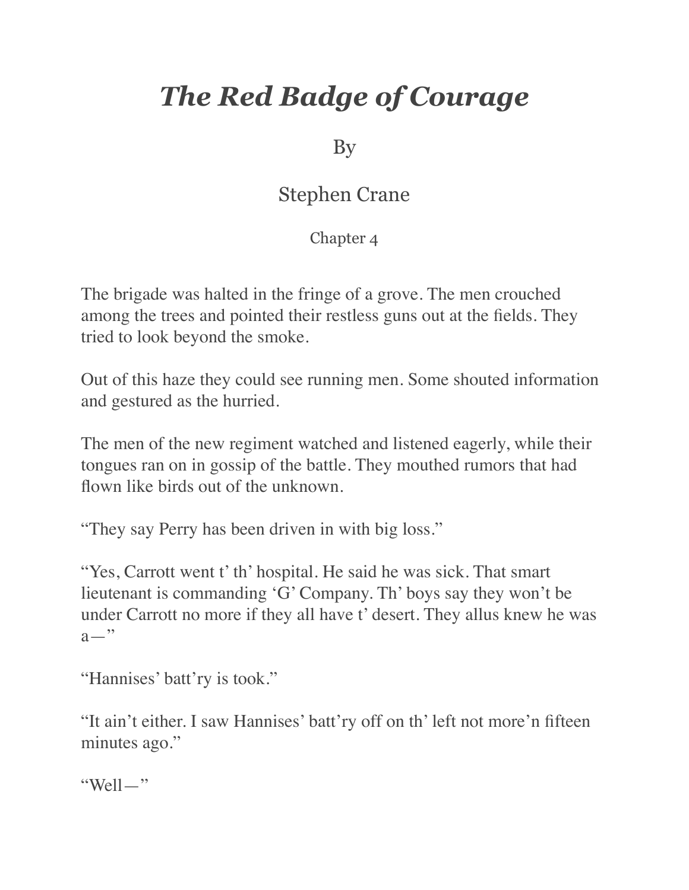# *The Red Badge of Courage*

By

Stephen Crane

Chapter 4

The brigade was halted in the fringe of a grove. The men crouched among the trees and pointed their restless guns out at the fields. They tried to look beyond the smoke.

Out of this haze they could see running men. Some shouted information and gestured as the hurried.

The men of the new regiment watched and listened eagerly, while their tongues ran on in gossip of the battle. They mouthed rumors that had flown like birds out of the unknown.

"They say Perry has been driven in with big loss."

"Yes, Carrott went t' th' hospital. He said he was sick. That smart lieutenant is commanding 'G' Company. Th' boys say they won't be under Carrott no more if they all have t' desert. They allus knew he was a—"

"Hannises' batt'ry is took."

"It ain't either. I saw Hannises' batt'ry off on th' left not more'n fifteen minutes ago."

"Well—"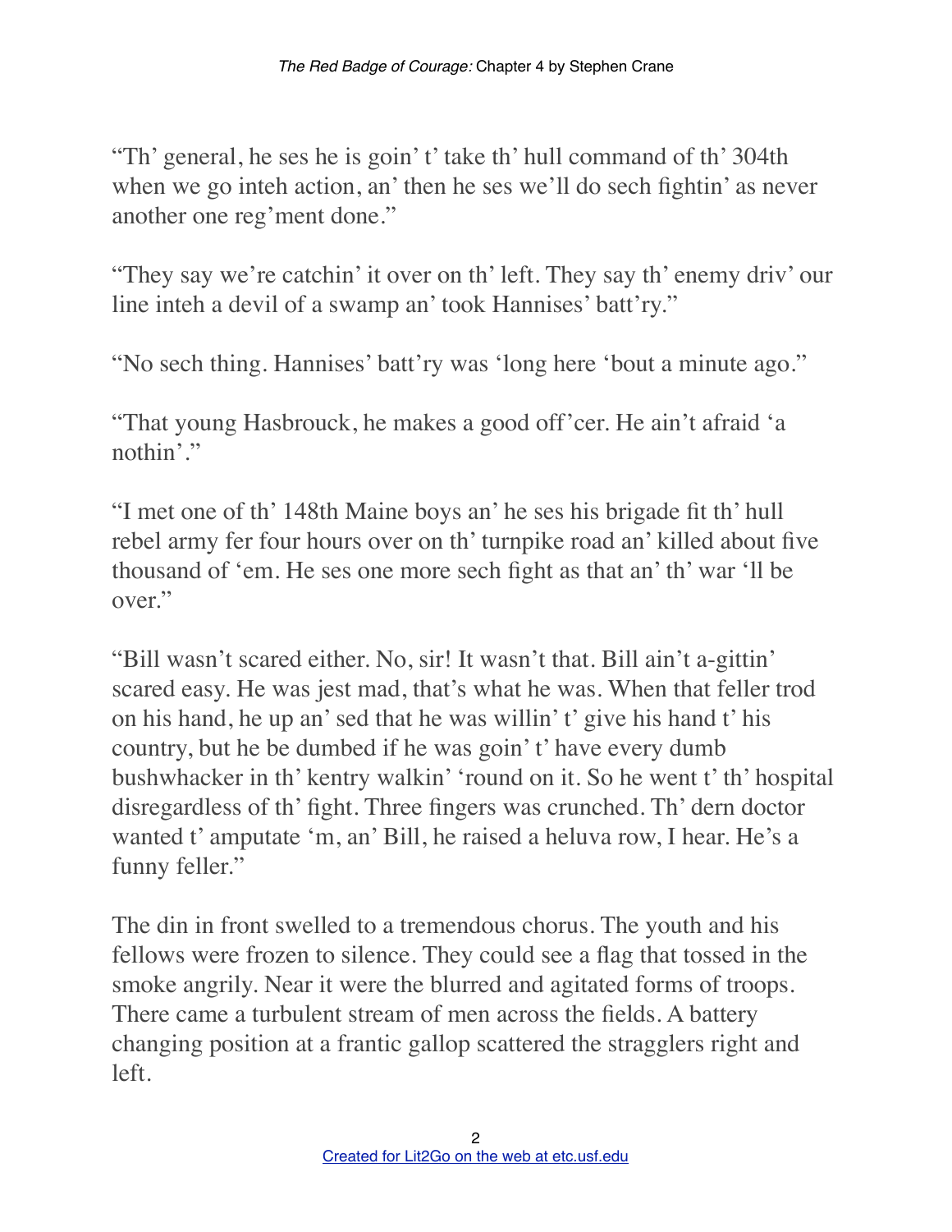"Th' general, he ses he is goin' t' take th' hull command of th' 304th when we go inteh action, an' then he ses we'll do sech fightin' as never another one reg'ment done."

"They say we're catchin' it over on th' left. They say th' enemy driv' our line inteh a devil of a swamp an' took Hannises' batt'ry."

"No sech thing. Hannises' batt'ry was 'long here 'bout a minute ago."

"That young Hasbrouck, he makes a good off'cer. He ain't afraid 'a nothin'."

"I met one of th' 148th Maine boys an' he ses his brigade fit th' hull rebel army fer four hours over on th' turnpike road an' killed about five thousand of 'em. He ses one more sech fight as that an' th' war 'll be over."

"Bill wasn't scared either. No, sir! It wasn't that. Bill ain't a-gittin' scared easy. He was jest mad, that's what he was. When that feller trod on his hand, he up an' sed that he was willin' t' give his hand t' his country, but he be dumbed if he was goin' t' have every dumb bushwhacker in th' kentry walkin' 'round on it. So he went t' th' hospital disregardless of th' fight. Three fingers was crunched. Th' dern doctor wanted t' amputate 'm, an' Bill, he raised a heluva row, I hear. He's a funny feller."

The din in front swelled to a tremendous chorus. The youth and his fellows were frozen to silence. They could see a flag that tossed in the smoke angrily. Near it were the blurred and agitated forms of troops. There came a turbulent stream of men across the fields. A battery changing position at a frantic gallop scattered the stragglers right and left.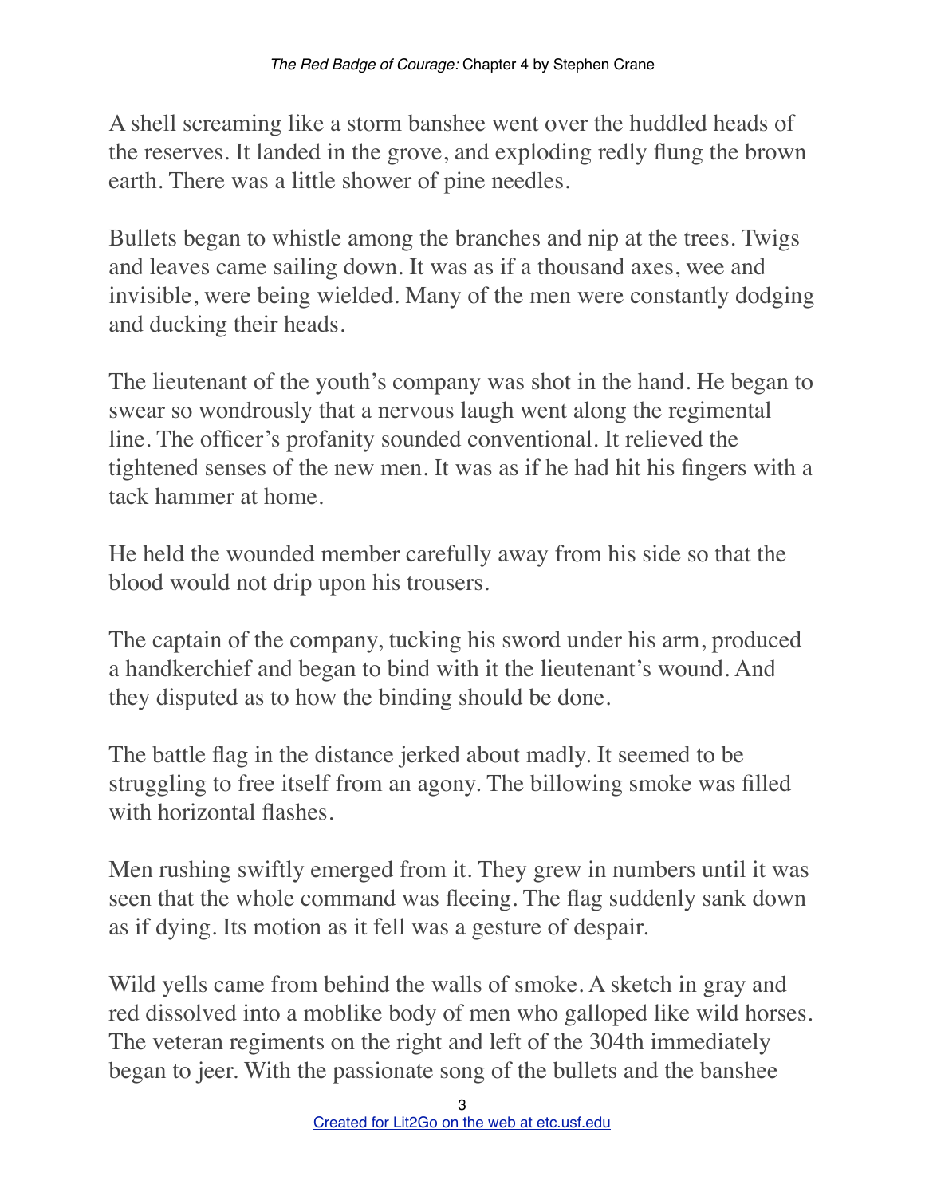A shell screaming like a storm banshee went over the huddled heads of the reserves. It landed in the grove, and exploding redly flung the brown earth. There was a little shower of pine needles.

Bullets began to whistle among the branches and nip at the trees. Twigs and leaves came sailing down. It was as if a thousand axes, wee and invisible, were being wielded. Many of the men were constantly dodging and ducking their heads.

The lieutenant of the youth's company was shot in the hand. He began to swear so wondrously that a nervous laugh went along the regimental line. The officer's profanity sounded conventional. It relieved the tightened senses of the new men. It was as if he had hit his fingers with a tack hammer at home.

He held the wounded member carefully away from his side so that the blood would not drip upon his trousers.

The captain of the company, tucking his sword under his arm, produced a handkerchief and began to bind with it the lieutenant's wound. And they disputed as to how the binding should be done.

The battle flag in the distance jerked about madly. It seemed to be struggling to free itself from an agony. The billowing smoke was filled with horizontal flashes.

Men rushing swiftly emerged from it. They grew in numbers until it was seen that the whole command was fleeing. The flag suddenly sank down as if dying. Its motion as it fell was a gesture of despair.

Wild yells came from behind the walls of smoke. A sketch in gray and red dissolved into a moblike body of men who galloped like wild horses. The veteran regiments on the right and left of the 304th immediately began to jeer. With the passionate song of the bullets and the banshee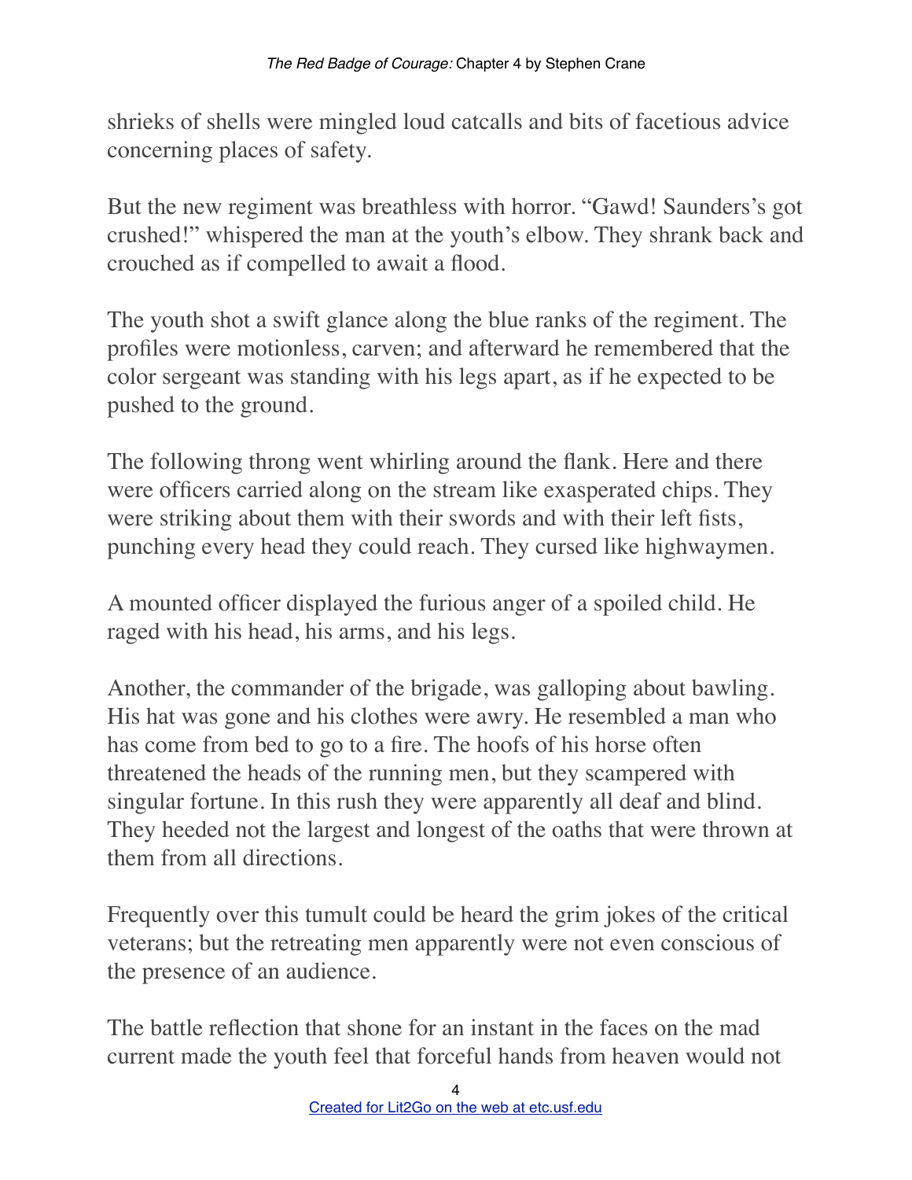shrieks of shells were mingled loud catcalls and bits of facetious advice concerning places of safety.

But the new regiment was breathless with horror. "Gawd! Saunders's got crushed!" whispered the man at the youth's elbow. They shrank back and crouched as if compelled to await a flood.

The youth shot a swift glance along the blue ranks of the regiment. The profiles were motionless, carven; and afterward he remembered that the color sergeant was standing with his legs apart, as if he expected to be pushed to the ground.

The following throng went whirling around the flank. Here and there were officers carried along on the stream like exasperated chips. They were striking about them with their swords and with their left fists, punching every head they could reach. They cursed like highwaymen.

A mounted officer displayed the furious anger of a spoiled child. He raged with his head, his arms, and his legs.

Another, the commander of the brigade, was galloping about bawling. His hat was gone and his clothes were awry. He resembled a man who has come from bed to go to a fire. The hoofs of his horse often threatened the heads of the running men, but they scampered with singular fortune. In this rush they were apparently all deaf and blind. They heeded not the largest and longest of the oaths that were thrown at them from all directions.

Frequently over this tumult could be heard the grim jokes of the critical veterans; but the retreating men apparently were not even conscious of the presence of an audience.

The battle reflection that shone for an instant in the faces on the mad current made the youth feel that forceful hands from heaven would not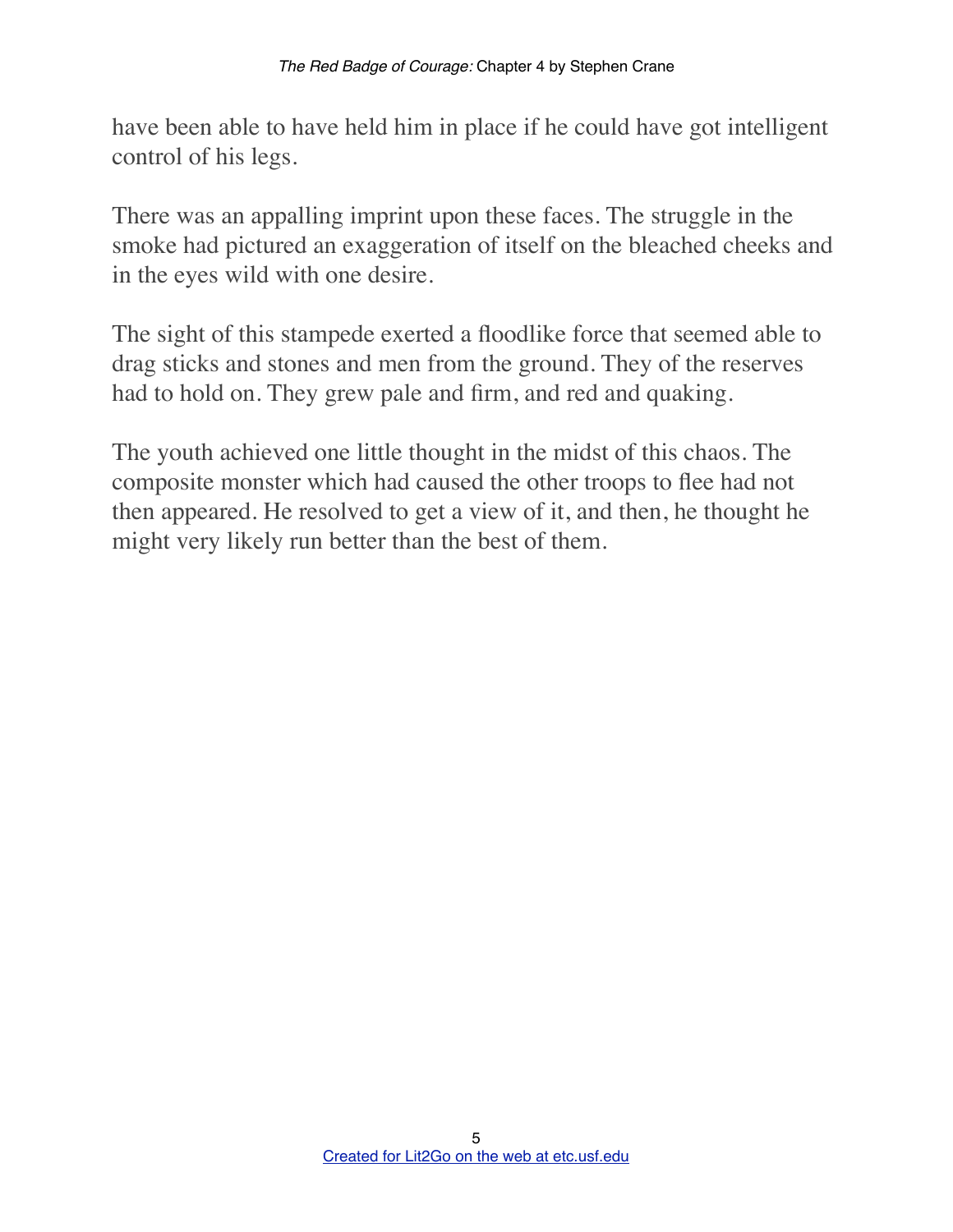have been able to have held him in place if he could have got intelligent control of his legs.

There was an appalling imprint upon these faces. The struggle in the smoke had pictured an exaggeration of itself on the bleached cheeks and in the eyes wild with one desire.

The sight of this stampede exerted a floodlike force that seemed able to drag sticks and stones and men from the ground. They of the reserves had to hold on. They grew pale and firm, and red and quaking.

The youth achieved one little thought in the midst of this chaos. The composite monster which had caused the other troops to flee had not then appeared. He resolved to get a view of it, and then, he thought he might very likely run better than the best of them.